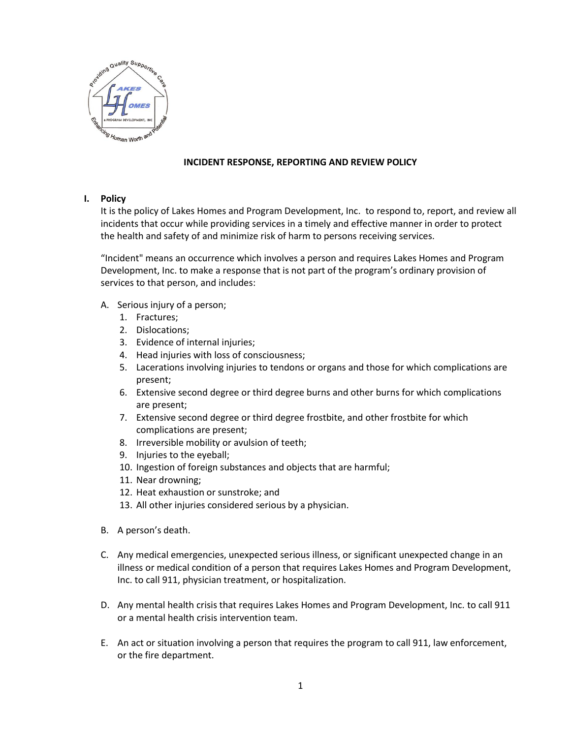# INCIDENT RESPONSE, REPORTING AND REVIEW POLICY

## I. Policy

It is the policy of Lakes Homes and Program Development, Inc. to respond to, report, and review all incidents that occur while providing services in a timely and effective manner in order to protect the health and safety of and minimize risk of harm to persons receiving services.

"Incident" means an occurrence which involves a person and requires Lakes Homes and Program Development, Inc. to make a response that is not part of the program's ordinary provision of services to that person, and includes:

A. Serious injury of a person;
   1. Fractures;
   2. Dislocations;
   3. Evidence of internal injuries;
   4. Head injuries with loss of consciousness;
   5. Lacerations involving injuries to tendons or organs and those for which complications are present;
   6. Extensive second degree or third degree burns and other burns for which complications are present;
   7. Extensive second degree or third degree frostbite, and other frostbite for which complications are present;
   8. Irreversible mobility or avulsion of teeth;
   9. Injuries to the eyeball;
   10. Ingestion of foreign substances and objects that are harmful;
   11. Near drowning;
   12. Heat exhaustion or sunstroke; and
   13. All other injuries considered serious by a physician.

B. A person's death.

C. Any medical emergencies, unexpected serious illness, or significant unexpected change in an illness or medical condition of a person that requires Lakes Homes and Program Development, Inc. to call 911, physician treatment, or hospitalization.

D. Any mental health crisis that requires Lakes Homes and Program Development, Inc. to call 911 or a mental health crisis intervention team.

E. An act or situation involving a person that requires the program to call 911, law enforcement, or the fire department.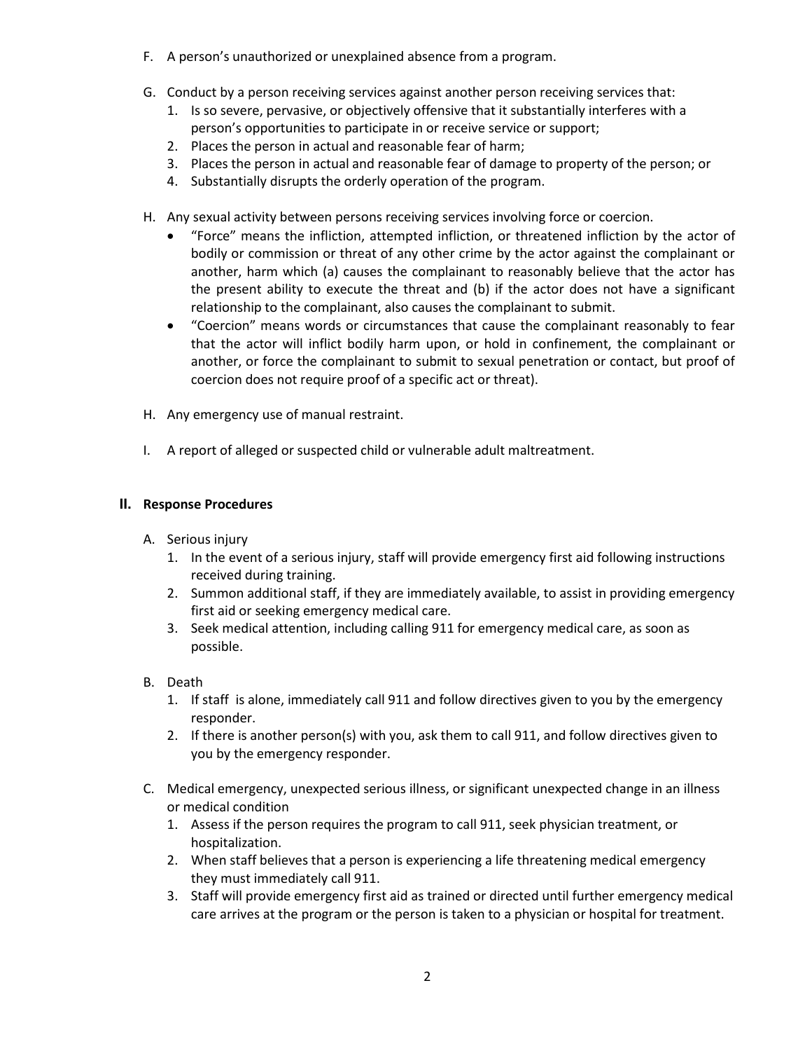F. A person's unauthorized or unexplained absence from a program.

G. Conduct by a person receiving services against another person receiving services that:
   1. Is so severe, pervasive, or objectively offensive that it substantially interferes with a person's opportunities to participate in or receive service or support;
   2. Places the person in actual and reasonable fear of harm;
   3. Places the person in actual and reasonable fear of damage to property of the person; or
   4. Substantially disrupts the orderly operation of the program.

H. Any sexual activity between persons receiving services involving force or coercion.
   - "Force" means the infliction, attempted infliction, or threatened infliction by the actor of bodily or commission or threat of any other crime by the actor against the complainant or another, harm which (a) causes the complainant to reasonably believe that the actor has the present ability to execute the threat and (b) if the actor does not have a significant relationship to the complainant, also causes the complainant to submit.
   - "Coercion" means words or circumstances that cause the complainant reasonably to fear that the actor will inflict bodily harm upon, or hold in confinement, the complainant or another, or force the complainant to submit to sexual penetration or contact, but proof of coercion does not require proof of a specific act or threat).

H. Any emergency use of manual restraint.

I. A report of alleged or suspected child or vulnerable adult maltreatment.

## II. Response Procedures

A. Serious injury
   1. In the event of a serious injury, staff will provide emergency first aid following instructions received during training.
   2. Summon additional staff, if they are immediately available, to assist in providing emergency first aid or seeking emergency medical care.
   3. Seek medical attention, including calling 911 for emergency medical care, as soon as possible.

B. Death
   1. If staff is alone, immediately call 911 and follow directives given to you by the emergency responder.
   2. If there is another person(s) with you, ask them to call 911, and follow directives given to you by the emergency responder.

C. Medical emergency, unexpected serious illness, or significant unexpected change in an illness or medical condition
   1. Assess if the person requires the program to call 911, seek physician treatment, or hospitalization.
   2. When staff believes that a person is experiencing a life threatening medical emergency they must immediately call 911.
   3. Staff will provide emergency first aid as trained or directed until further emergency medical care arrives at the program or the person is taken to a physician or hospital for treatment.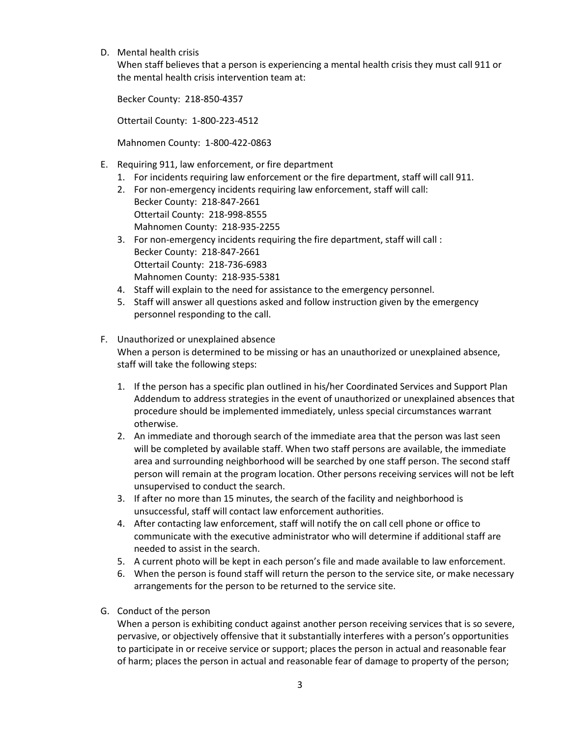D. Mental health crisis

When staff believes that a person is experiencing a mental health crisis they must call 911 or the mental health crisis intervention team at:

Becker County: 218-850-4357

Ottertail County: 1-800-223-4512

Mahnomen County: 1-800-422-0863

E. Requiring 911, law enforcement, or fire department

1. For incidents requiring law enforcement or the fire department, staff will call 911.
2. For non-emergency incidents requiring law enforcement, staff will call:
   Becker County: 218-847-2661
   Ottertail County: 218-998-8555
   Mahnomen County: 218-935-2255
3. For non-emergency incidents requiring the fire department, staff will call :
   Becker County: 218-847-2661
   Ottertail County: 218-736-6983
   Mahnomen County: 218-935-5381
4. Staff will explain to the need for assistance to the emergency personnel.
5. Staff will answer all questions asked and follow instruction given by the emergency personnel responding to the call.

F. Unauthorized or unexplained absence

When a person is determined to be missing or has an unauthorized or unexplained absence, staff will take the following steps:

1. If the person has a specific plan outlined in his/her Coordinated Services and Support Plan Addendum to address strategies in the event of unauthorized or unexplained absences that procedure should be implemented immediately, unless special circumstances warrant otherwise.
2. An immediate and thorough search of the immediate area that the person was last seen will be completed by available staff. When two staff persons are available, the immediate area and surrounding neighborhood will be searched by one staff person. The second staff person will remain at the program location. Other persons receiving services will not be left unsupervised to conduct the search.
3. If after no more than 15 minutes, the search of the facility and neighborhood is unsuccessful, staff will contact law enforcement authorities.
4. After contacting law enforcement, staff will notify the on call cell phone or office to communicate with the executive administrator who will determine if additional staff are needed to assist in the search.
5. A current photo will be kept in each person's file and made available to law enforcement.
6. When the person is found staff will return the person to the service site, or make necessary arrangements for the person to be returned to the service site.

G. Conduct of the person

When a person is exhibiting conduct against another person receiving services that is so severe, pervasive, or objectively offensive that it substantially interferes with a person's opportunities to participate in or receive service or support; places the person in actual and reasonable fear of harm; places the person in actual and reasonable fear of damage to property of the person;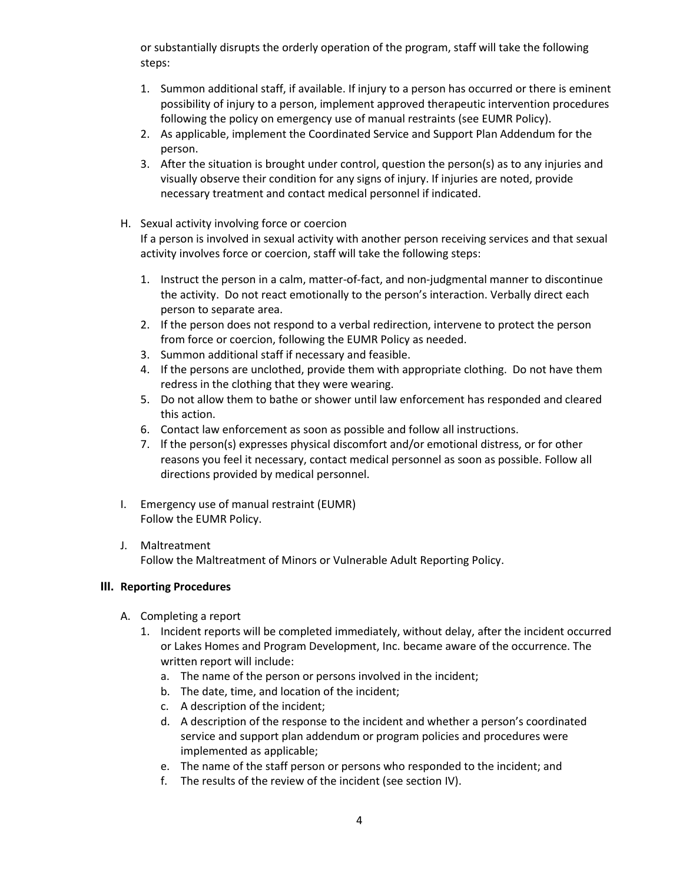or substantially disrupts the orderly operation of the program, staff will take the following steps:

1. Summon additional staff, if available. If injury to a person has occurred or there is eminent possibility of injury to a person, implement approved therapeutic intervention procedures following the policy on emergency use of manual restraints (see EUMR Policy).
2. As applicable, implement the Coordinated Service and Support Plan Addendum for the person.
3. After the situation is brought under control, question the person(s) as to any injuries and visually observe their condition for any signs of injury. If injuries are noted, provide necessary treatment and contact medical personnel if indicated.

H. Sexual activity involving force or coercion
If a person is involved in sexual activity with another person receiving services and that sexual activity involves force or coercion, staff will take the following steps:

1. Instruct the person in a calm, matter-of-fact, and non-judgmental manner to discontinue the activity. Do not react emotionally to the person's interaction. Verbally direct each person to separate area.
2. If the person does not respond to a verbal redirection, intervene to protect the person from force or coercion, following the EUMR Policy as needed.
3. Summon additional staff if necessary and feasible.
4. If the persons are unclothed, provide them with appropriate clothing. Do not have them redress in the clothing that they were wearing.
5. Do not allow them to bathe or shower until law enforcement has responded and cleared this action.
6. Contact law enforcement as soon as possible and follow all instructions.
7. lf the person(s) expresses physical discomfort and/or emotional distress, or for other reasons you feel it necessary, contact medical personnel as soon as possible. Follow all directions provided by medical personnel.

I. Emergency use of manual restraint (EUMR)
Follow the EUMR Policy.

J. Maltreatment
Follow the Maltreatment of Minors or Vulnerable Adult Reporting Policy.

## III. Reporting Procedures

A. Completing a report
1. Incident reports will be completed immediately, without delay, after the incident occurred or Lakes Homes and Program Development, Inc. became aware of the occurrence. The written report will include:
   a. The name of the person or persons involved in the incident;
   b. The date, time, and location of the incident;
   c. A description of the incident;
   d. A description of the response to the incident and whether a person's coordinated service and support plan addendum or program policies and procedures were implemented as applicable;
   e. The name of the staff person or persons who responded to the incident; and
   f. The results of the review of the incident (see section IV).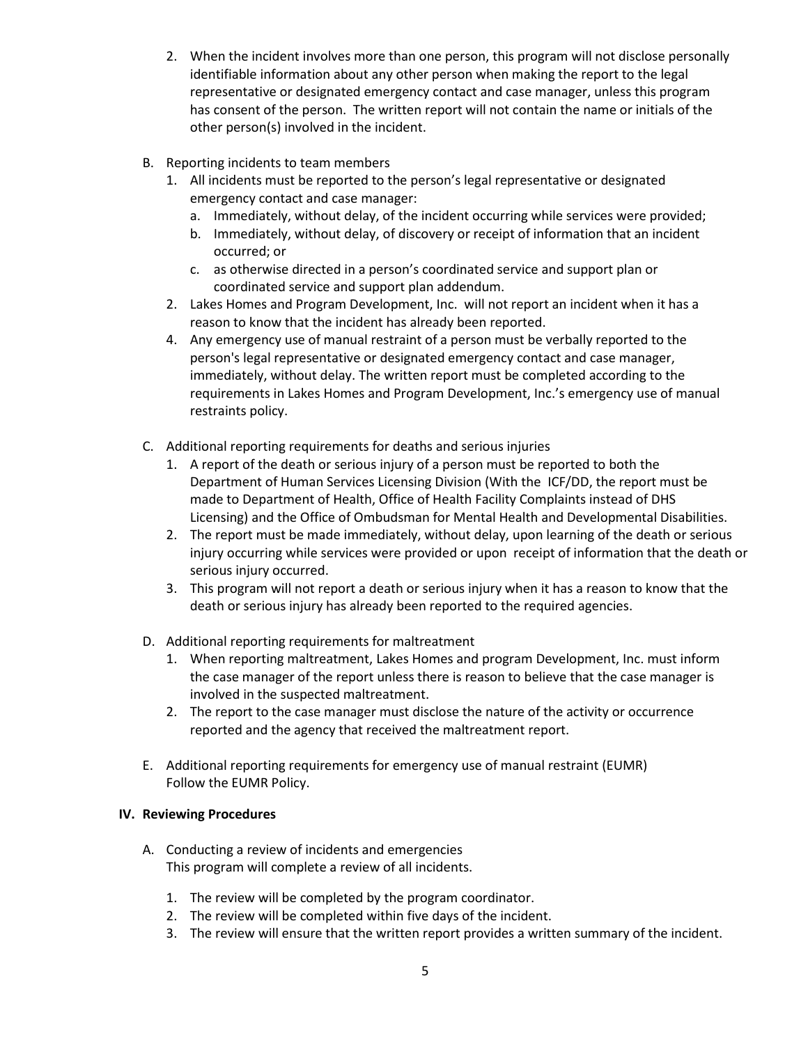2. When the incident involves more than one person, this program will not disclose personally identifiable information about any other person when making the report to the legal representative or designated emergency contact and case manager, unless this program has consent of the person. The written report will not contain the name or initials of the other person(s) involved in the incident.

B. Reporting incidents to team members
   1. All incidents must be reported to the person's legal representative or designated emergency contact and case manager:
      a. Immediately, without delay, of the incident occurring while services were provided;
      b. Immediately, without delay, of discovery or receipt of information that an incident occurred; or
      c. as otherwise directed in a person's coordinated service and support plan or coordinated service and support plan addendum.
   2. Lakes Homes and Program Development, Inc. will not report an incident when it has a reason to know that the incident has already been reported.
   4. Any emergency use of manual restraint of a person must be verbally reported to the person's legal representative or designated emergency contact and case manager, immediately, without delay. The written report must be completed according to the requirements in Lakes Homes and Program Development, Inc.'s emergency use of manual restraints policy.

C. Additional reporting requirements for deaths and serious injuries
   1. A report of the death or serious injury of a person must be reported to both the Department of Human Services Licensing Division (With the ICF/DD, the report must be made to Department of Health, Office of Health Facility Complaints instead of DHS Licensing) and the Office of Ombudsman for Mental Health and Developmental Disabilities.
   2. The report must be made immediately, without delay, upon learning of the death or serious injury occurring while services were provided or upon receipt of information that the death or serious injury occurred.
   3. This program will not report a death or serious injury when it has a reason to know that the death or serious injury has already been reported to the required agencies.

D. Additional reporting requirements for maltreatment
   1. When reporting maltreatment, Lakes Homes and program Development, Inc. must inform the case manager of the report unless there is reason to believe that the case manager is involved in the suspected maltreatment.
   2. The report to the case manager must disclose the nature of the activity or occurrence reported and the agency that received the maltreatment report.

E. Additional reporting requirements for emergency use of manual restraint (EUMR)
   Follow the EUMR Policy.

## IV. Reviewing Procedures

A. Conducting a review of incidents and emergencies
   This program will complete a review of all incidents.

   1. The review will be completed by the program coordinator.
   2. The review will be completed within five days of the incident.
   3. The review will ensure that the written report provides a written summary of the incident.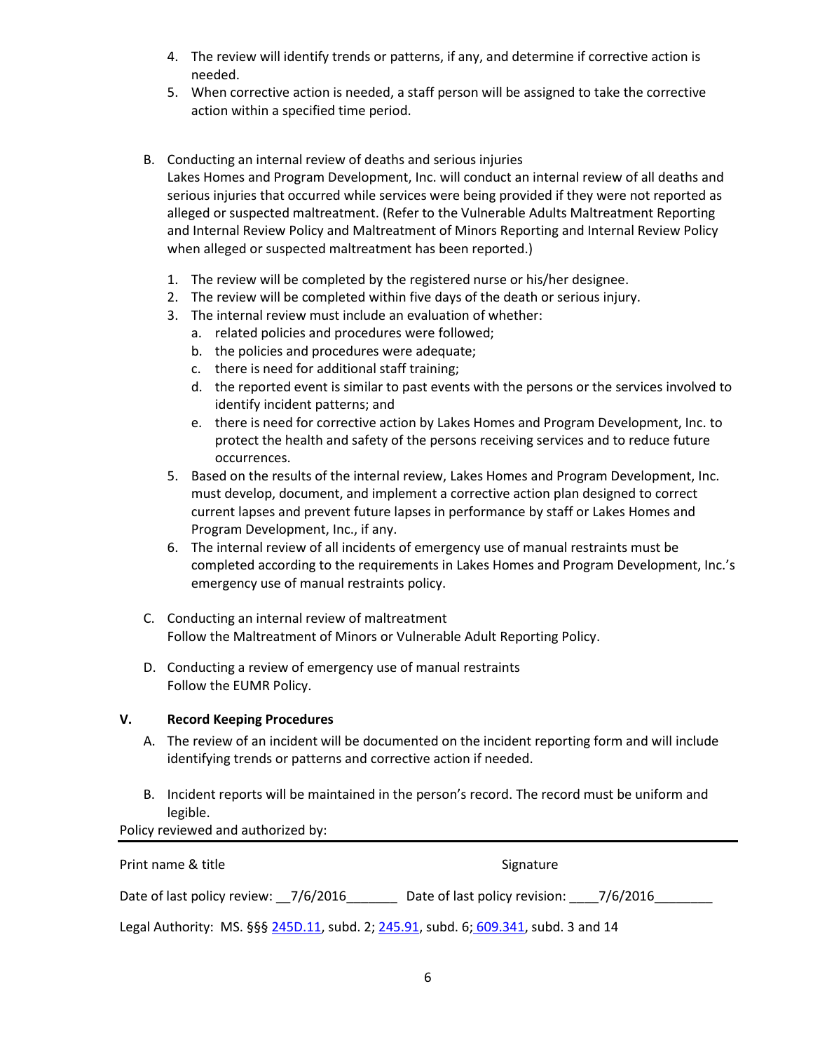4. The review will identify trends or patterns, if any, and determine if corrective action is needed.
5. When corrective action is needed, a staff person will be assigned to take the corrective action within a specified time period.

B. Conducting an internal review of deaths and serious injuries
Lakes Homes and Program Development, Inc. will conduct an internal review of all deaths and serious injuries that occurred while services were being provided if they were not reported as alleged or suspected maltreatment. (Refer to the Vulnerable Adults Maltreatment Reporting and Internal Review Policy and Maltreatment of Minors Reporting and Internal Review Policy when alleged or suspected maltreatment has been reported.)

1. The review will be completed by the registered nurse or his/her designee.
2. The review will be completed within five days of the death or serious injury.
3. The internal review must include an evaluation of whether:
   a. related policies and procedures were followed;
   b. the policies and procedures were adequate;
   c. there is need for additional staff training;
   d. the reported event is similar to past events with the persons or the services involved to identify incident patterns; and
   e. there is need for corrective action by Lakes Homes and Program Development, Inc. to protect the health and safety of the persons receiving services and to reduce future occurrences.
5. Based on the results of the internal review, Lakes Homes and Program Development, Inc. must develop, document, and implement a corrective action plan designed to correct current lapses and prevent future lapses in performance by staff or Lakes Homes and Program Development, Inc., if any.
6. The internal review of all incidents of emergency use of manual restraints must be completed according to the requirements in Lakes Homes and Program Development, Inc.'s emergency use of manual restraints policy.

C. Conducting an internal review of maltreatment
Follow the Maltreatment of Minors or Vulnerable Adult Reporting Policy.

D. Conducting a review of emergency use of manual restraints
Follow the EUMR Policy.

## V. Record Keeping Procedures

A. The review of an incident will be documented on the incident reporting form and will include identifying trends or patterns and corrective action if needed.

B. Incident reports will be maintained in the person's record. The record must be uniform and legible.

Policy reviewed and authorized by:

---

Print name & title Signature

Date of last policy review: __7/6/2016_______ Date of last policy revision: ____7/6/2016________

Legal Authority: MS. §§§ 245D.11, subd. 2; 245.91, subd. 6; 609.341, subd. 3 and 14